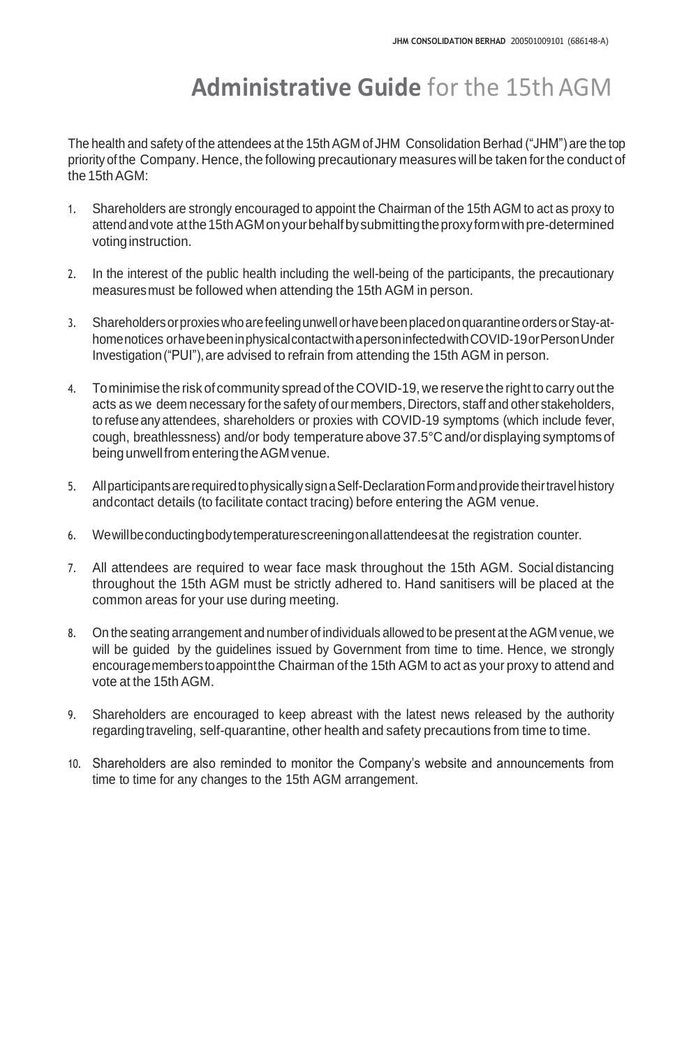# **Administrative Guide** for the 15th AGM

The health and safety of the attendees at the 15th AGM of JHM Consolidation Berhad ("JHM") are the top priority of the Company. Hence, the following precautionary measures will be taken for the conduct of the 15th AGM:

1. Shareholders are strongly encouraged to appoint the Chairman of the 15th AGM to act as proxy to attend and vote at the 15th AGM on your behalf by submitting the proxy form with pre-determined voting instruction.

2. In the interest of the public health including the well-being of the participants, the precautionary measures must be followed when attending the 15th AGM in person.

3. Shareholders or proxies who are feeling unwell or have been placed on quarantine orders or Stay-at-home notices or have been in physical contact with a person infected with COVID-19 or Person Under Investigation ("PUI"), are advised to refrain from attending the 15th AGM in person.

4. To minimise the risk of community spread of the COVID-19, we reserve the right to carry out the acts as we deem necessary for the safety of our members, Directors, staff and other stakeholders, to refuse any attendees, shareholders or proxies with COVID-19 symptoms (which include fever, cough, breathlessness) and/or body temperature above 37.5°C and/or displaying symptoms of being unwell from entering the AGM venue.

5. All participants are required to physically sign a Self-Declaration Form and provide their travel history and contact details (to facilitate contact tracing) before entering the AGM venue.

6. We will be conducting body temperature screening on all attendees at the registration counter.

7. All attendees are required to wear face mask throughout the 15th AGM. Social distancing throughout the 15th AGM must be strictly adhered to. Hand sanitisers will be placed at the common areas for your use during meeting.

8. On the seating arrangement and number of individuals allowed to be present at the AGM venue, we will be guided by the guidelines issued by Government from time to time. Hence, we strongly encourage members to appoint the Chairman of the 15th AGM to act as your proxy to attend and vote at the 15th AGM.

9. Shareholders are encouraged to keep abreast with the latest news released by the authority regarding traveling, self-quarantine, other health and safety precautions from time to time.

10. Shareholders are also reminded to monitor the Company's website and announcements from time to time for any changes to the 15th AGM arrangement.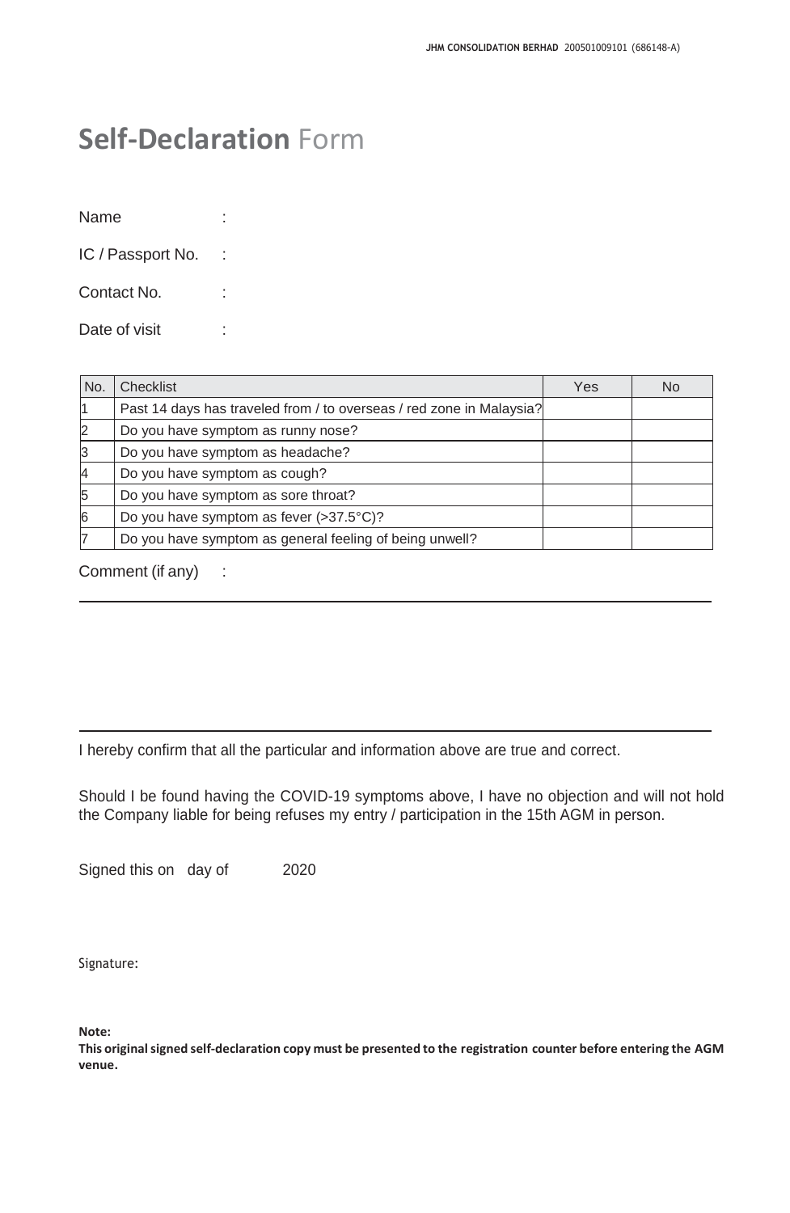# **Self-Declaration** Form

Name :

IC / Passport No. :

Contact No. :

Date of visit :

| No. | Checklist | Yes | No |
|---|---|---|---|
| 1 | Past 14 days has traveled from / to overseas / red zone in Malaysia? | | |
| 2 | Do you have symptom as runny nose? | | |
| 3 | Do you have symptom as headache? | | |
| 4 | Do you have symptom as cough? | | |
| 5 | Do you have symptom as sore throat? | | |
| 6 | Do you have symptom as fever (>37.5°C)? | | |
| 7 | Do you have symptom as general feeling of being unwell? | | |

Comment (if any) :

I hereby confirm that all the particular and information above are true and correct.

Should I be found having the COVID-19 symptoms above, I have no objection and will not hold the Company liable for being refuses my entry / participation in the 15th AGM in person.

Signed this on day of 2020

Signature:

**Note:**

**This original signed self-declaration copy must be presented to the registration counter before entering the AGM venue.**